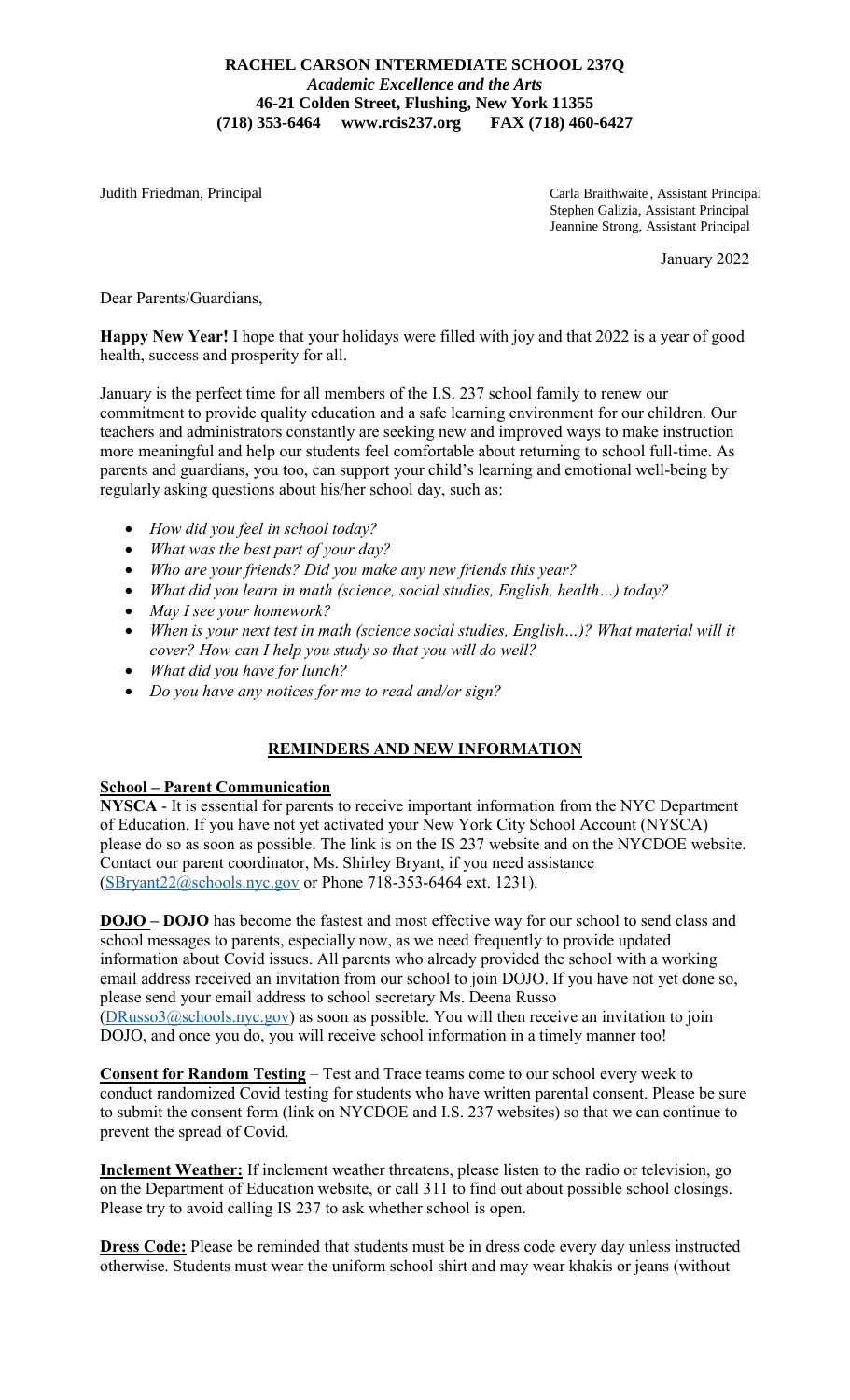**RACHEL CARSON INTERMEDIATE SCHOOL 237Q**
*Academic Excellence and the Arts*
**46-21 Colden Street, Flushing, New York 11355**
**(718) 353-6464 www.rcis237.org FAX (718) 460-6427**

Judith Friedman, Principal

Carla Braithwaite, Assistant Principal
Stephen Galizia, Assistant Principal
Jeannine Strong, Assistant Principal

January 2022

Dear Parents/Guardians,

**Happy New Year!** I hope that your holidays were filled with joy and that 2022 is a year of good health, success and prosperity for all.

January is the perfect time for all members of the I.S. 237 school family to renew our commitment to provide quality education and a safe learning environment for our children. Our teachers and administrators constantly are seeking new and improved ways to make instruction more meaningful and help our students feel comfortable about returning to school full-time. As parents and guardians, you too, can support your child's learning and emotional well-being by regularly asking questions about his/her school day, such as:

- *How did you feel in school today?*
- *What was the best part of your day?*
- *Who are your friends? Did you make any new friends this year?*
- *What did you learn in math (science, social studies, English, health…) today?*
- *May I see your homework?*
- *When is your next test in math (science social studies, English…)? What material will it cover? How can I help you study so that you will do well?*
- *What did you have for lunch?*
- *Do you have any notices for me to read and/or sign?*

## REMINDERS AND NEW INFORMATION

### School – Parent Communication

**NYSCA** - It is essential for parents to receive important information from the NYC Department of Education. If you have not yet activated your New York City School Account (NYSCA) please do so as soon as possible. The link is on the IS 237 website and on the NYCDOE website. Contact our parent coordinator, Ms. Shirley Bryant, if you need assistance (SBryant22@schools.nyc.gov or Phone 718-353-6464 ext. 1231).

**DOJO – DOJO** has become the fastest and most effective way for our school to send class and school messages to parents, especially now, as we need frequently to provide updated information about Covid issues. All parents who already provided the school with a working email address received an invitation from our school to join DOJO. If you have not yet done so, please send your email address to school secretary Ms. Deena Russo (DRusso3@schools.nyc.gov) as soon as possible. You will then receive an invitation to join DOJO, and once you do, you will receive school information in a timely manner too!

**Consent for Random Testing** – Test and Trace teams come to our school every week to conduct randomized Covid testing for students who have written parental consent. Please be sure to submit the consent form (link on NYCDOE and I.S. 237 websites) so that we can continue to prevent the spread of Covid.

**Inclement Weather:** If inclement weather threatens, please listen to the radio or television, go on the Department of Education website, or call 311 to find out about possible school closings. Please try to avoid calling IS 237 to ask whether school is open.

**Dress Code:** Please be reminded that students must be in dress code every day unless instructed otherwise. Students must wear the uniform school shirt and may wear khakis or jeans (without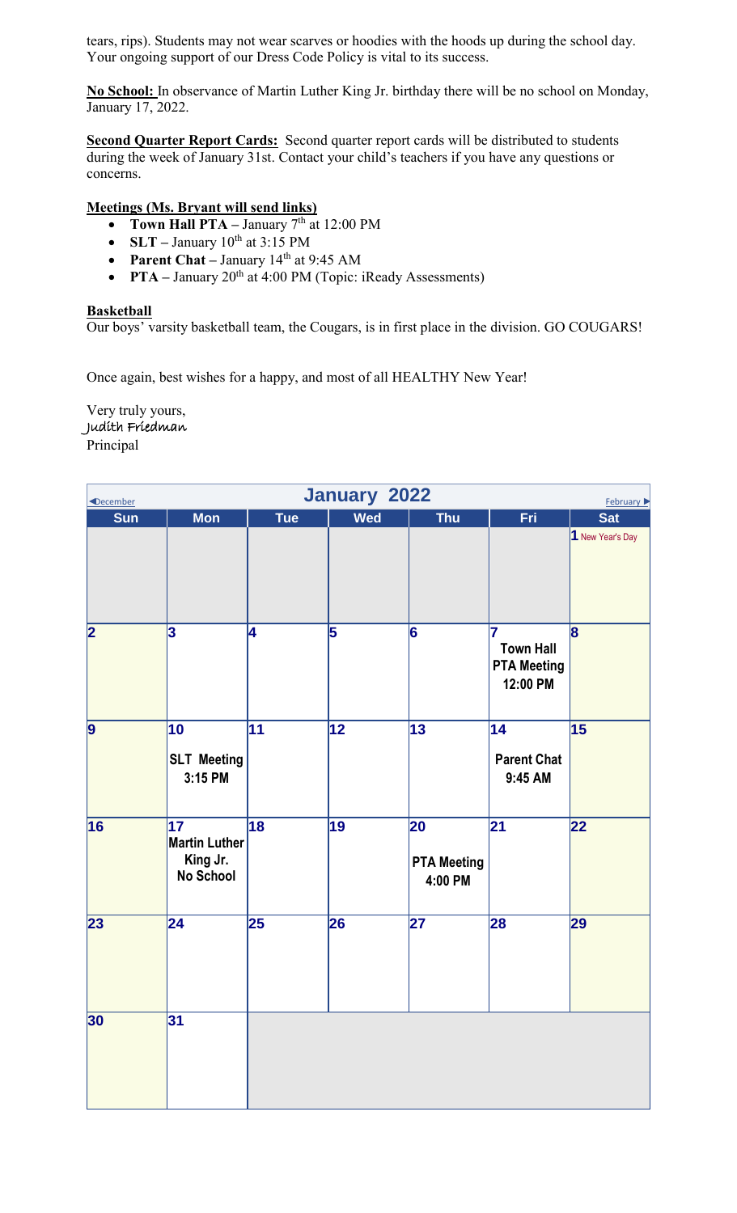tears, rips). Students may not wear scarves or hoodies with the hoods up during the school day. Your ongoing support of our Dress Code Policy is vital to its success.

**No School:** In observance of Martin Luther King Jr. birthday there will be no school on Monday, January 17, 2022.

**Second Quarter Report Cards:** Second quarter report cards will be distributed to students during the week of January 31st. Contact your child's teachers if you have any questions or concerns.

**Meetings (Ms. Bryant will send links)**

- **Town Hall PTA** – January 7th at 12:00 PM
- **SLT** – January 10th at 3:15 PM
- **Parent Chat** – January 14th at 9:45 AM
- **PTA** – January 20th at 4:00 PM (Topic: iReady Assessments)

**Basketball**

Our boys' varsity basketball team, the Cougars, is in first place in the division. GO COUGARS!

Once again, best wishes for a happy, and most of all HEALTHY New Year!

Very truly yours,
Judith Friedman
Principal

◀December **January 2022** February ▶

| Sun | Mon | Tue | Wed | Thu | Fri | Sat |
|---|---|---|---|---|---|---|
| | | | | | | 1 New Year's Day |
| 2 | 3 | 4 | 5 | 6 | 7 Town Hall PTA Meeting 12:00 PM | 8 |
| 9 | 10 SLT Meeting 3:15 PM | 11 | 12 | 13 | 14 Parent Chat 9:45 AM | 15 |
| 16 | 17 Martin Luther King Jr. No School | 18 | 19 | 20 PTA Meeting 4:00 PM | 21 | 22 |
| 23 | 24 | 25 | 26 | 27 | 28 | 29 |
| 30 | 31 | | | | | |